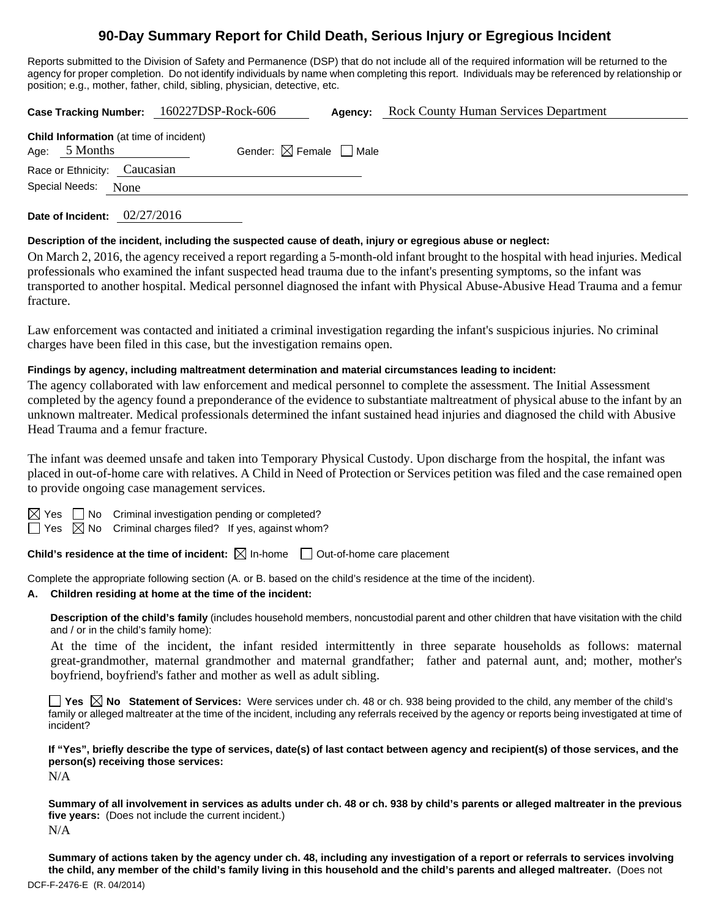# 90-Day Summary Report for Child Death, Serious Injury or Egregious Incident

Reports submitted to the Division of Safety and Permanence (DSP) that do not include all of the required information will be returned to the agency for proper completion. Do not identify individuals by name when completing this report. Individuals may be referenced by relationship or position; e.g., mother, father, child, sibling, physician, detective, etc.

**Case Tracking Number:** 160227DSP-Rock-606 **Agency:** Rock County Human Services Department

**Child Information** (at time of incident)
Age: 5 Months Gender: ☒ Female ☐ Male
Race or Ethnicity: Caucasian
Special Needs: None

**Date of Incident:** 02/27/2016

**Description of the incident, including the suspected cause of death, injury or egregious abuse or neglect:**

On March 2, 2016, the agency received a report regarding a 5-month-old infant brought to the hospital with head injuries. Medical professionals who examined the infant suspected head trauma due to the infant's presenting symptoms, so the infant was transported to another hospital. Medical personnel diagnosed the infant with Physical Abuse-Abusive Head Trauma and a femur fracture.

Law enforcement was contacted and initiated a criminal investigation regarding the infant's suspicious injuries. No criminal charges have been filed in this case, but the investigation remains open.

**Findings by agency, including maltreatment determination and material circumstances leading to incident:**

The agency collaborated with law enforcement and medical personnel to complete the assessment. The Initial Assessment completed by the agency found a preponderance of the evidence to substantiate maltreatment of physical abuse to the infant by an unknown maltreater. Medical professionals determined the infant sustained head injuries and diagnosed the child with Abusive Head Trauma and a femur fracture.

The infant was deemed unsafe and taken into Temporary Physical Custody. Upon discharge from the hospital, the infant was placed in out-of-home care with relatives. A Child in Need of Protection or Services petition was filed and the case remained open to provide ongoing case management services.

☒ Yes ☐ No Criminal investigation pending or completed?
☐ Yes ☒ No Criminal charges filed? If yes, against whom?

**Child's residence at the time of incident:** ☒ In-home ☐ Out-of-home care placement

Complete the appropriate following section (A. or B. based on the child's residence at the time of the incident).

**A. Children residing at home at the time of the incident:**

**Description of the child's family** (includes household members, noncustodial parent and other children that have visitation with the child and / or in the child's family home):

At the time of the incident, the infant resided intermittently in three separate households as follows: maternal great-grandmother, maternal grandmother and maternal grandfather; father and paternal aunt, and; mother, mother's boyfriend, boyfriend's father and mother as well as adult sibling.

☐ **Yes** ☒ **No Statement of Services:** Were services under ch. 48 or ch. 938 being provided to the child, any member of the child's family or alleged maltreater at the time of the incident, including any referrals received by the agency or reports being investigated at time of incident?

**If "Yes", briefly describe the type of services, date(s) of last contact between agency and recipient(s) of those services, and the person(s) receiving those services:**

N/A

**Summary of all involvement in services as adults under ch. 48 or ch. 938 by child's parents or alleged maltreater in the previous five years:** (Does not include the current incident.)

N/A

**Summary of actions taken by the agency under ch. 48, including any investigation of a report or referrals to services involving the child, any member of the child's family living in this household and the child's parents and alleged maltreater.** (Does not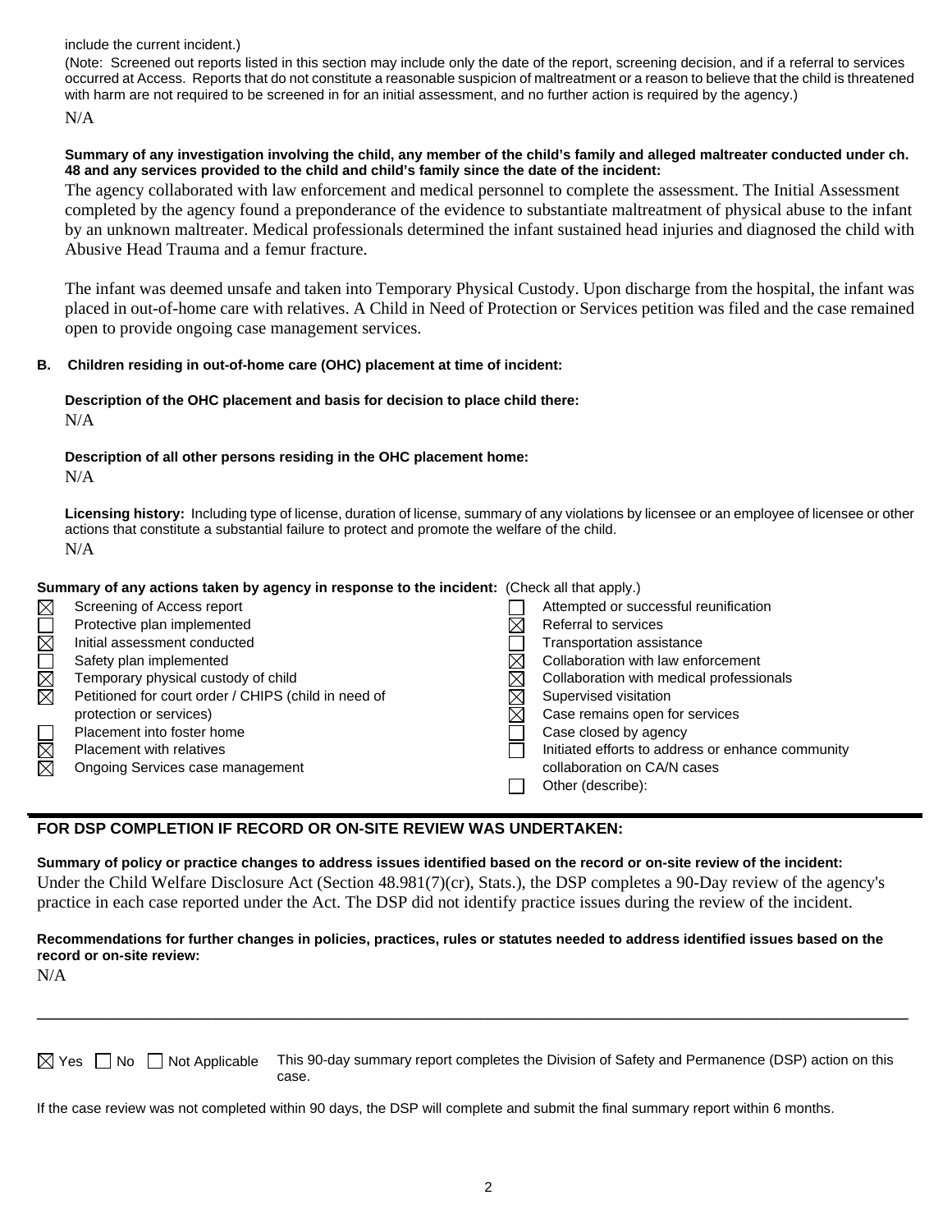include the current incident.)

(Note: Screened out reports listed in this section may include only the date of the report, screening decision, and if a referral to services occurred at Access. Reports that do not constitute a reasonable suspicion of maltreatment or a reason to believe that the child is threatened with harm are not required to be screened in for an initial assessment, and no further action is required by the agency.)

N/A

**Summary of any investigation involving the child, any member of the child's family and alleged maltreater conducted under ch. 48 and any services provided to the child and child's family since the date of the incident:**

The agency collaborated with law enforcement and medical personnel to complete the assessment. The Initial Assessment completed by the agency found a preponderance of the evidence to substantiate maltreatment of physical abuse to the infant by an unknown maltreater. Medical professionals determined the infant sustained head injuries and diagnosed the child with Abusive Head Trauma and a femur fracture.

The infant was deemed unsafe and taken into Temporary Physical Custody. Upon discharge from the hospital, the infant was placed in out-of-home care with relatives. A Child in Need of Protection or Services petition was filed and the case remained open to provide ongoing case management services.

**B. Children residing in out-of-home care (OHC) placement at time of incident:**

**Description of the OHC placement and basis for decision to place child there:**

N/A

**Description of all other persons residing in the OHC placement home:**

N/A

**Licensing history:** Including type of license, duration of license, summary of any violations by licensee or an employee of licensee or other actions that constitute a substantial failure to protect and promote the welfare of the child.

N/A

**Summary of any actions taken by agency in response to the incident:** (Check all that apply.)

- ☒ Screening of Access report
- ☐ Protective plan implemented
- ☒ Initial assessment conducted
- ☐ Safety plan implemented
- ☒ Temporary physical custody of child
- ☒ Petitioned for court order / CHIPS (child in need of protection or services)
- ☐ Placement into foster home
- ☒ Placement with relatives
- ☒ Ongoing Services case management
- ☐ Attempted or successful reunification
- ☒ Referral to services
- ☐ Transportation assistance
- ☒ Collaboration with law enforcement
- ☒ Collaboration with medical professionals
- ☒ Supervised visitation
- ☒ Case remains open for services
- ☐ Case closed by agency
- ☐ Initiated efforts to address or enhance community collaboration on CA/N cases
- ☐ Other (describe):

## FOR DSP COMPLETION IF RECORD OR ON-SITE REVIEW WAS UNDERTAKEN:

**Summary of policy or practice changes to address issues identified based on the record or on-site review of the incident:**

Under the Child Welfare Disclosure Act (Section 48.981(7)(cr), Stats.), the DSP completes a 90-Day review of the agency's practice in each case reported under the Act. The DSP did not identify practice issues during the review of the incident.

**Recommendations for further changes in policies, practices, rules or statutes needed to address identified issues based on the record or on-site review:**

N/A

---

☒ Yes ☐ No ☐ Not Applicable This 90-day summary report completes the Division of Safety and Permanence (DSP) action on this case.

If the case review was not completed within 90 days, the DSP will complete and submit the final summary report within 6 months.